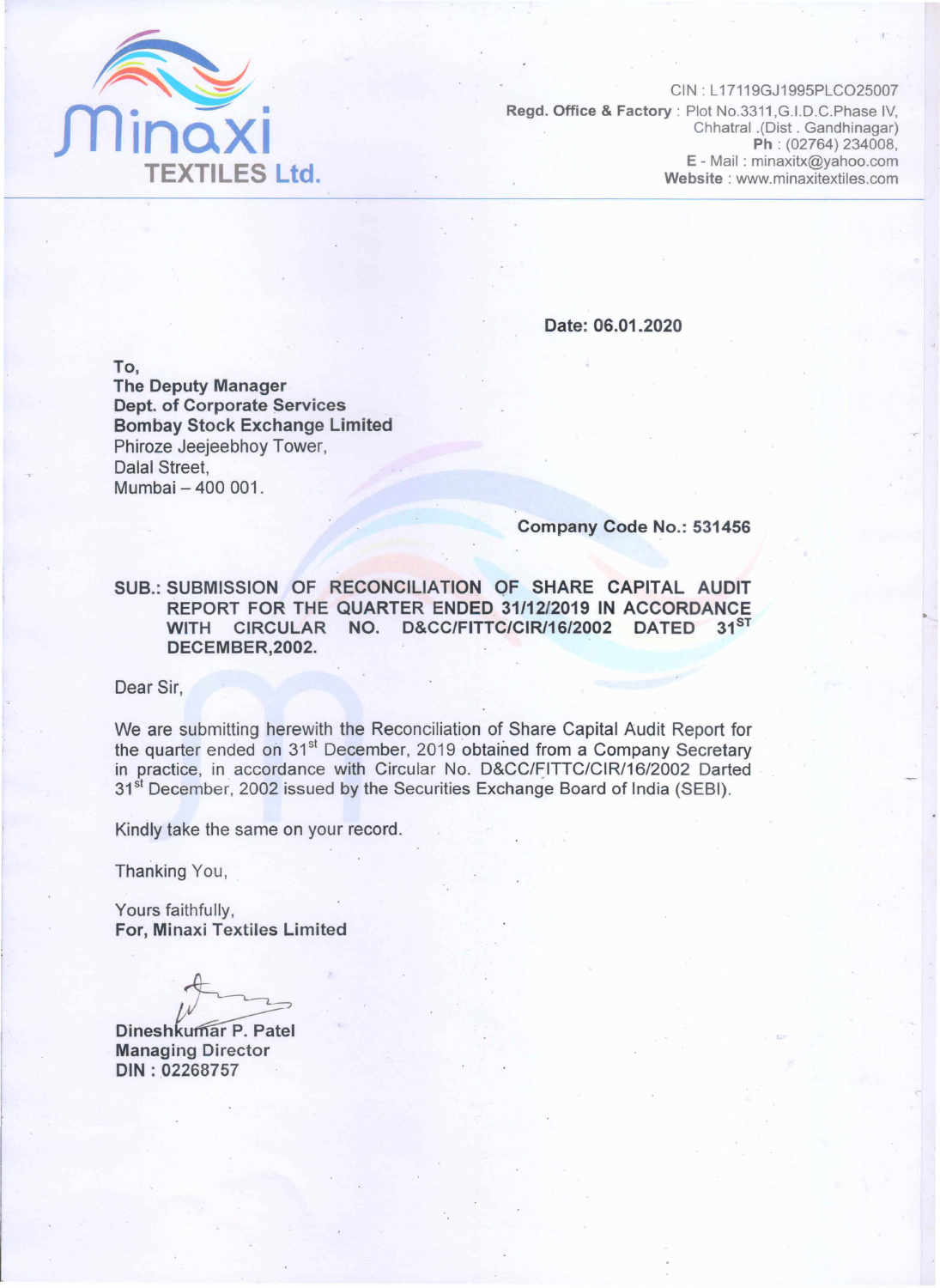**Minaxi TEXTILES Ltd.**

CIN : L17119GJ1995PLCO25007
**Regd. Office & Factory** : Plot No.3311,G.I.D.C.Phase IV, Chhatral .(Dist . Gandhinagar)
**Ph** : (02764) 234008,
**E - Mail** : minaxitx@yahoo.com
**Website** : www.minaxitextiles.com

**Date: 06.01.2020**

**To,**
**The Deputy Manager**
**Dept. of Corporate Services**
**Bombay Stock Exchange Limited**
Phiroze Jeejeebhoy Tower,
Dalal Street,
Mumbai – 400 001.

**Company Code No.: 531456**

**SUB.: SUBMISSION OF RECONCILIATION OF SHARE CAPITAL AUDIT REPORT FOR THE QUARTER ENDED 31/12/2019 IN ACCORDANCE WITH CIRCULAR NO. D&CC/FITTC/CIR/16/2002 DATED 31ST DECEMBER,2002.**

Dear Sir,

We are submitting herewith the Reconciliation of Share Capital Audit Report for the quarter ended on 31st December, 2019 obtained from a Company Secretary in practice, in accordance with Circular No. D&CC/FITTC/CIR/16/2002 Darted 31st December, 2002 issued by the Securities Exchange Board of India (SEBI).

Kindly take the same on your record.

Thanking You,

Yours faithfully,
**For, Minaxi Textiles Limited**

**Dineshkumar P. Patel**
**Managing Director**
**DIN : 02268757**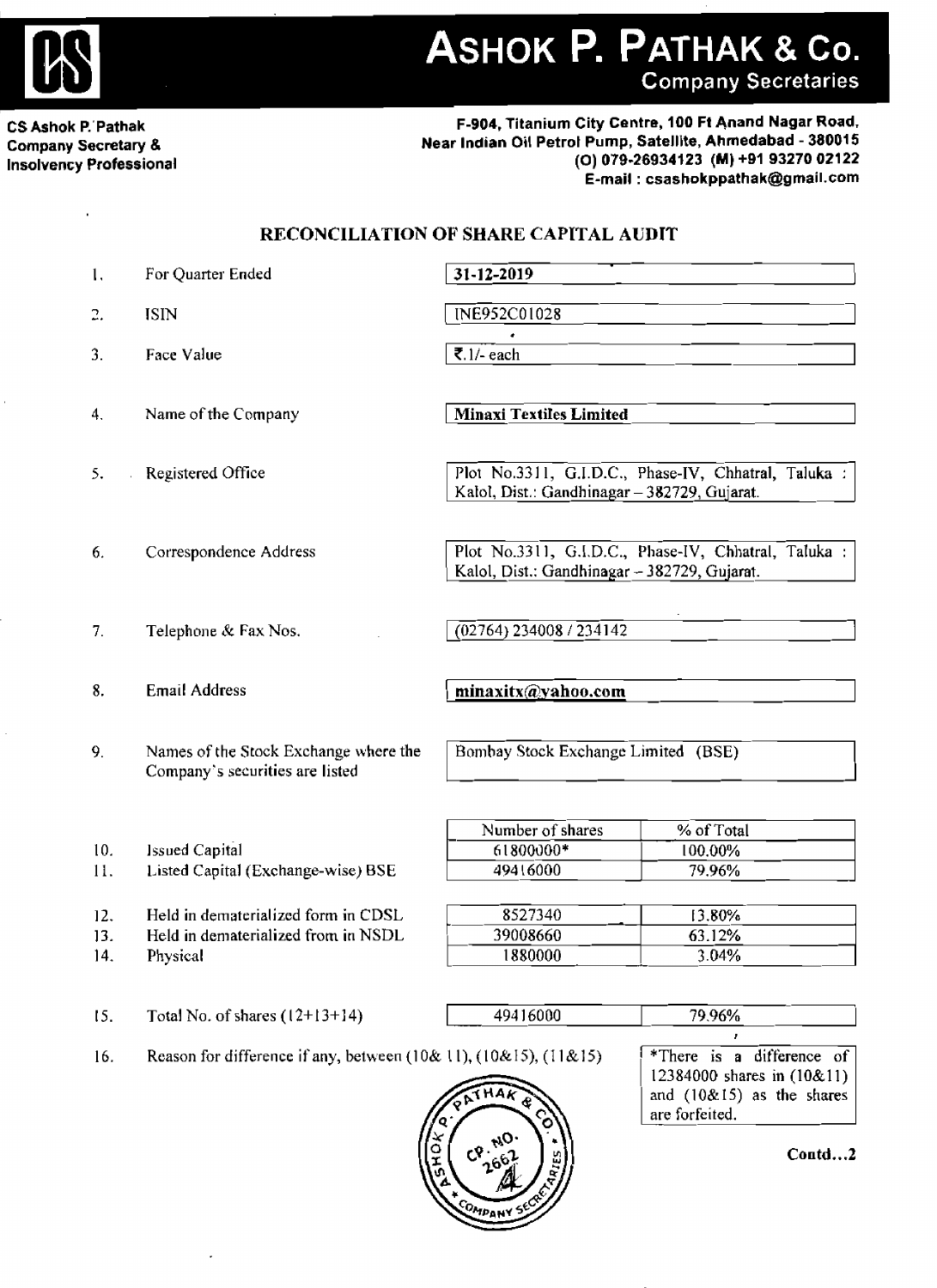# ASHOK P. PATHAK & Co.

Company Secretaries

**CS Ashok P. Pathak**
**Company Secretary &**
**Insolvency Professional**

**F-904, Titanium City Centre, 100 Ft Anand Nagar Road, Near Indian Oil Petrol Pump, Satellite, Ahmedabad - 380015**
**(O) 079-26934123 (M) +91 93270 02122**
**E-mail : csashokppathak@gmail.com**

## RECONCILIATION OF SHARE CAPITAL AUDIT

| | | |
|---|---|---|
| 1. | For Quarter Ended | **31-12-2019** |
| 2. | ISIN | INE952C01028 |
| 3. | Face Value | ₹.1/- each |
| 4. | Name of the Company | **Minaxi Textiles Limited** |
| 5. | Registered Office | Plot No.3311, G.I.D.C., Phase-IV, Chhatral, Taluka : Kalol, Dist.: Gandhinagar – 382729, Gujarat. |
| 6. | Correspondence Address | Plot No.3311, G.I.D.C., Phase-IV, Chhatral, Taluka : Kalol, Dist.: Gandhinagar – 382729, Gujarat. |
| 7. | Telephone & Fax Nos. | (02764) 234008 / 234142 |
| 8. | Email Address | **minaxitx@yahoo.com** |
| 9. | Names of the Stock Exchange where the Company's securities are listed | Bombay Stock Exchange Limited (BSE) |

| | | Number of shares | % of Total |
|---|---|---|---|
| 10. | Issued Capital | 61800000* | 100.00% |
| 11. | Listed Capital (Exchange-wise) BSE | 49416000 | 79.96% |
| 12. | Held in dematerialized form in CDSL | 8527340 | 13.80% |
| 13. | Held in dematerialized from in NSDL | 39008660 | 63.12% |
| 14. | Physical | 1880000 | 3.04% |
| 15. | Total No. of shares (12+13+14) | 49416000 | 79.96% |

16. Reason for difference if any, between (10& 11), (10&15), (11&15)

*There is a difference of 12384000 shares in (10&11) and (10&15) as the shares are forfeited.

Contd...2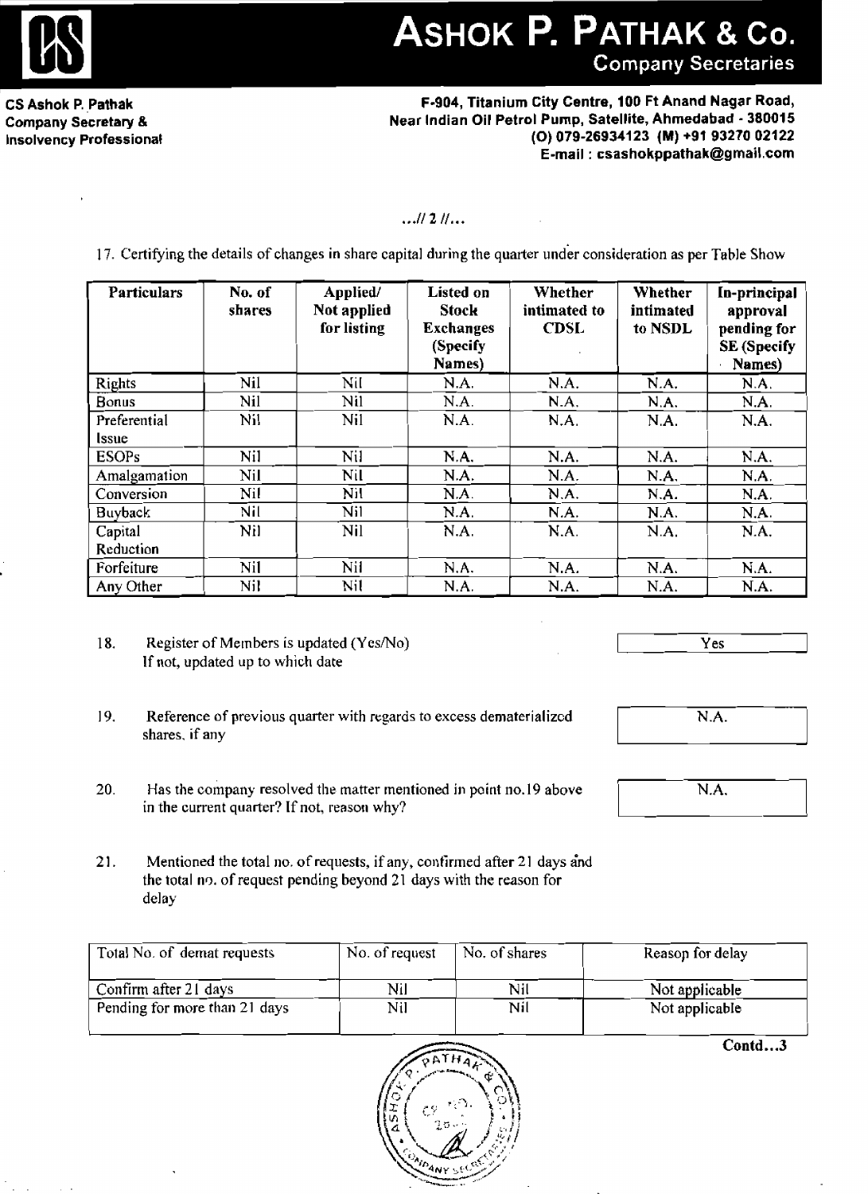…// 2 //…

17. Certifying the details of changes in share capital during the quarter under consideration as per Table Show

| Particulars | No. of shares | Applied/ Not applied for listing | Listed on Stock Exchanges (Specify Names) | Whether intimated to CDSL | Whether intimated to NSDL | In-principal approval pending for SE (Specify Names) |
|---|---|---|---|---|---|---|
| Rights | Nil | Nil | N.A. | N.A. | N.A. | N.A. |
| Bonus | Nil | Nil | N.A. | N.A. | N.A. | N.A. |
| Preferential Issue | Nil | Nil | N.A. | N.A. | N.A. | N.A. |
| ESOPs | Nil | Nil | N.A. | N.A. | N.A. | N.A. |
| Amalgamation | Nil | Nil | N.A. | N.A. | N.A. | N.A. |
| Conversion | Nil | Nil | N.A. | N.A. | N.A. | N.A. |
| Buyback | Nil | Nil | N.A. | N.A. | N.A. | N.A. |
| Capital Reduction | Nil | Nil | N.A. | N.A. | N.A. | N.A. |
| Forfeiture | Nil | Nil | N.A. | N.A. | N.A. | N.A. |
| Any Other | Nil | Nil | N.A. | N.A. | N.A. | N.A. |

18. Register of Members is updated (Yes/No) If not, updated up to which date — Yes

19. Reference of previous quarter with regards to excess dematerialized shares, if any — N.A.

20. Has the company resolved the matter mentioned in point no.19 above in the current quarter? If not, reason why? — N.A.

21. Mentioned the total no. of requests, if any, confirmed after 21 days and the total no. of request pending beyond 21 days with the reason for delay

| Total No. of demat requests | No. of request | No. of shares | Reason for delay |
|---|---|---|---|
| Confirm after 21 days | Nil | Nil | Not applicable |
| Pending for more than 21 days | Nil | Nil | Not applicable |

Contd…3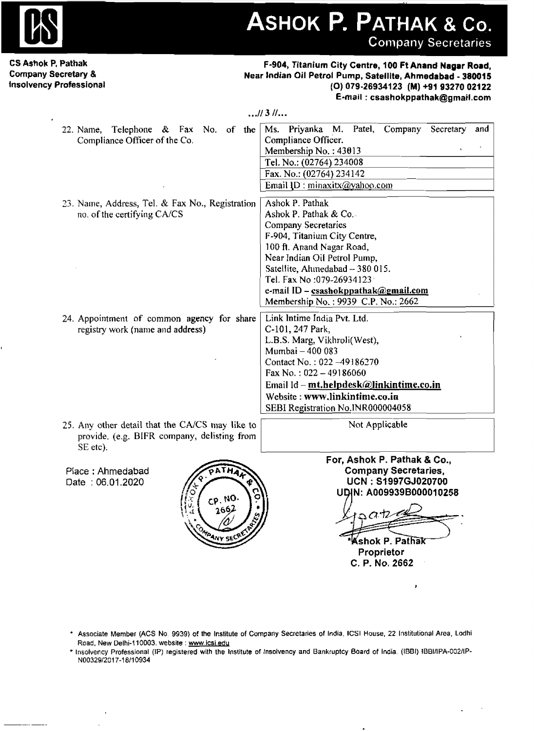# ASHOK P. PATHAK & Co.

Company Secretaries

**CS Ashok P. Pathak**
**Company Secretary &**
**Insolvency Professional**

**F-904, Titanium City Centre, 100 Ft Anand Nagar Road,**
**Near Indian Oil Petrol Pump, Satellite, Ahmedabad - 380015**
**(O) 079-26934123 (M) +91 93270 02122**
**E-mail : csashokppathak@gmail.com**

...// 3 //...

| | |
|---|---|
| 22. Name, Telephone & Fax No. of the Compliance Officer of the Co. | Ms. Priyanka M. Patel, Company Secretary and Compliance Officer.<br>Membership No. : 43013<br>Tel. No.: (02764) 234008<br>Fax. No.: (02764) 234142<br>Email ID : minaxitx@yahoo.com |
| 23. Name, Address, Tel. & Fax No., Registration no. of the certifying CA/CS | Ashok P. Pathak<br>Ashok P. Pathak & Co.<br>Company Secretaries<br>F-904, Titanium City Centre,<br>100 ft. Anand Nagar Road,<br>Near Indian Oil Petrol Pump,<br>Satellite, Ahmedabad – 380 015.<br>Tel. Fax No :079-26934123<br>e-mail ID – **csashokppathak@gmail.com**<br>Membership No. : 9939 C.P. No.: 2662 |
| 24. Appointment of common agency for share registry work (name and address) | Link Intime India Pvt. Ltd.<br>C-101, 247 Park,<br>L.B.S. Marg, Vikhroli(West),<br>Mumbai – 400 083<br>Contact No. : 022 –49186270<br>Fax No. : 022 – 49186060<br>Email Id – **mt.helpdesk@linkintime.co.in**<br>Website : **www.linkintime.co.in**<br>SEBI Registration No.INR000004058 |
| 25. Any other detail that the CA/CS may like to provide. (e.g. BIFR company, delisting from SE etc). | Not Applicable |

Place : Ahmedabad
Date : 06.01.2020

**For, Ashok P. Pathak & Co.,**
**Company Secretaries,**
**UCN : S1997GJ020700**
**UDIN: A009939B000010258**

**Ashok P. Pathak**
**Proprietor**
**C. P. No. 2662**

* Associate Member (ACS No. 9939) of the Institute of Company Secretaries of India, ICSI House, 22 Institutional Area, Lodhi Road, New Delhi-110003. website : www.icsi.edu
* Insolvency Professional (IP) registered with the Institute of Insolvency and Bankruptcy Board of India. (IBBI) IBBI/IPA-002/IP-N00329/2017-18/10934